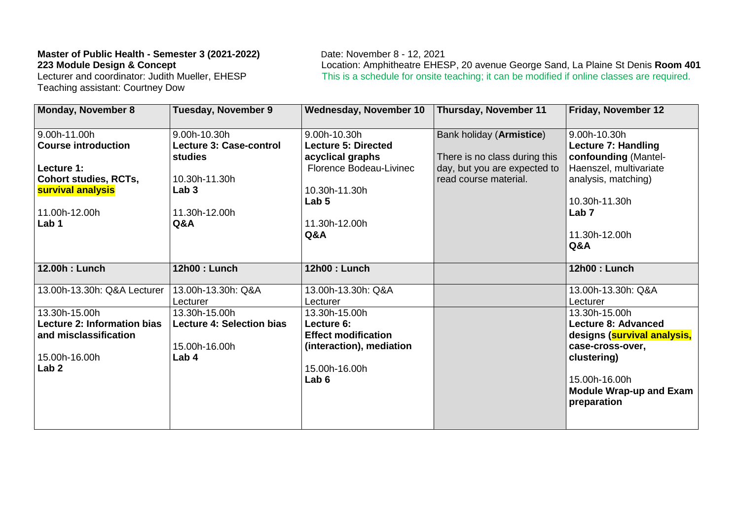**Master of Public Health - Semester 3 (2021-2022)**
**223 Module Design & Concept**
Lecturer and coordinator: Judith Mueller, EHESP
Teaching assistant: Courtney Dow

Date: November 8 - 12, 2021
Location: Amphitheatre EHESP, 20 avenue George Sand, La Plaine St Denis **Room 401**
This is a schedule for onsite teaching; it can be modified if online classes are required.

| **Monday, November 8** | **Tuesday, November 9** | **Wednesday, November 10** | **Thursday, November 11** | **Friday, November 12** |
|---|---|---|---|---|
| 9.00h-11.00h<br>**Course introduction**<br><br>**Lecture 1: Cohort studies, RCTs, survival analysis**<br><br>11.00h-12.00h<br>**Lab 1** | 9.00h-10.30h<br>**Lecture 3: Case-control studies**<br><br>10.30h-11.30h<br>**Lab 3**<br><br>11.30h-12.00h<br>**Q&A** | 9.00h-10.30h<br>**Lecture 5: Directed acyclical graphs**<br>Florence Bodeau-Livinec<br><br>10.30h-11.30h<br>**Lab 5**<br><br>11.30h-12.00h<br>**Q&A** | Bank holiday (**Armistice**)<br><br>There is no class during this day, but you are expected to read course material. | 9.00h-10.30h<br>**Lecture 7: Handling confounding** (Mantel-Haenszel, multivariate analysis, matching)<br><br>10.30h-11.30h<br>**Lab 7**<br><br>11.30h-12.00h<br>**Q&A** |
| **12.00h : Lunch** | **12h00 : Lunch** | **12h00 : Lunch** | | **12h00 : Lunch** |
| 13.00h-13.30h: Q&A Lecturer | 13.00h-13.30h: Q&A Lecturer | 13.00h-13.30h: Q&A Lecturer | | 13.00h-13.30h: Q&A Lecturer |
| 13.30h-15.00h<br>**Lecture 2: Information bias and misclassification**<br><br>15.00h-16.00h<br>**Lab 2** | 13.30h-15.00h<br>**Lecture 4: Selection bias**<br><br>15.00h-16.00h<br>**Lab 4** | 13.30h-15.00h<br>**Lecture 6: Effect modification (interaction), mediation**<br><br>15.00h-16.00h<br>**Lab 6** | | 13.30h-15.00h<br>**Lecture 8: Advanced designs (survival analysis, case-cross-over, clustering)**<br><br>15.00h-16.00h<br>**Module Wrap-up and Exam preparation** |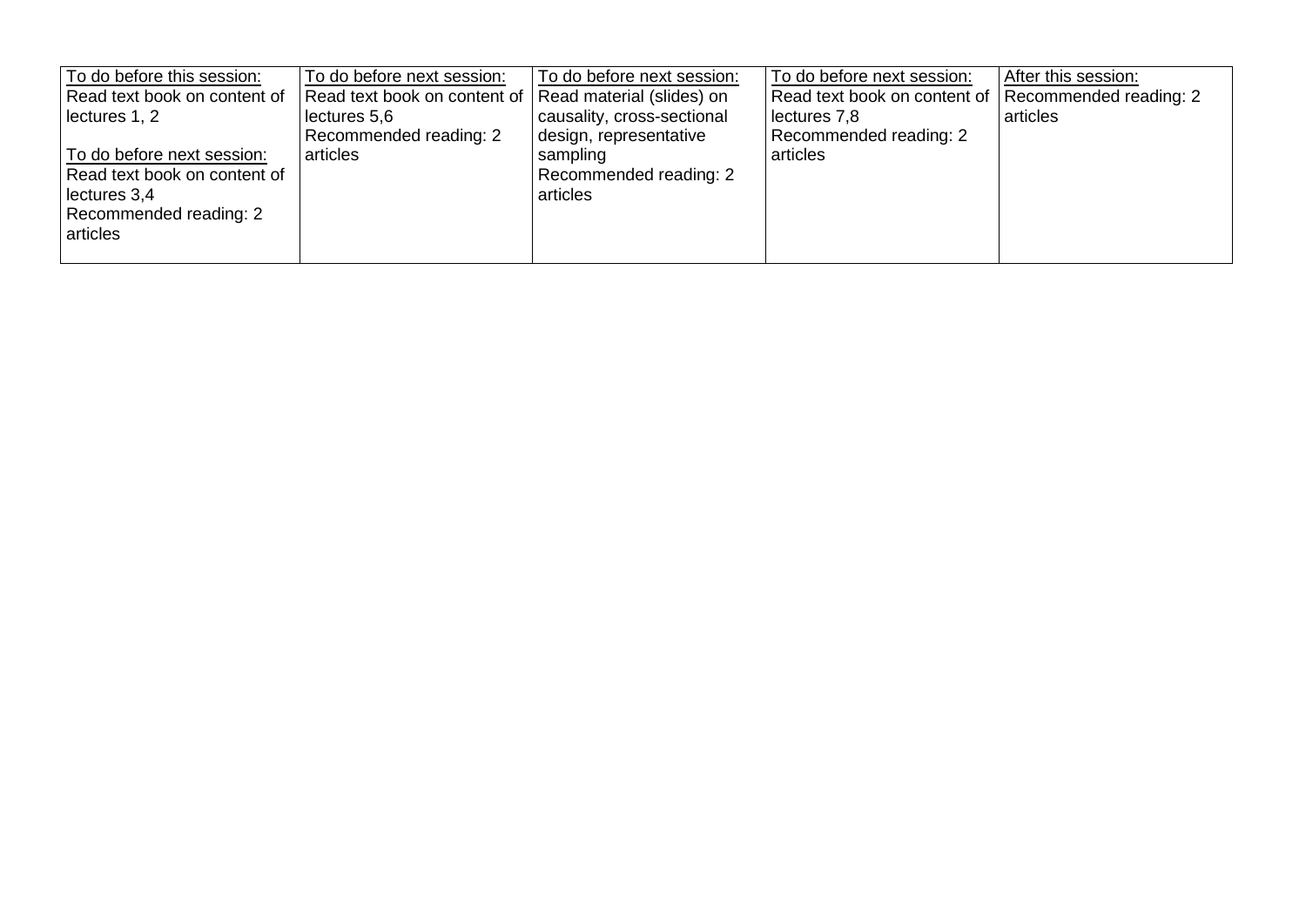| | | | | |
|---|---|---|---|---|
| To do before this session: Read text book on content of lectures 1, 2<br><br>To do before next session: Read text book on content of lectures 3,4 Recommended reading: 2 articles | To do before next session: Read text book on content of lectures 5,6 Recommended reading: 2 articles | To do before next session: Read material (slides) on causality, cross-sectional design, representative sampling Recommended reading: 2 articles | To do before next session: Read text book on content of lectures 7,8 Recommended reading: 2 articles | After this session: Recommended reading: 2 articles |